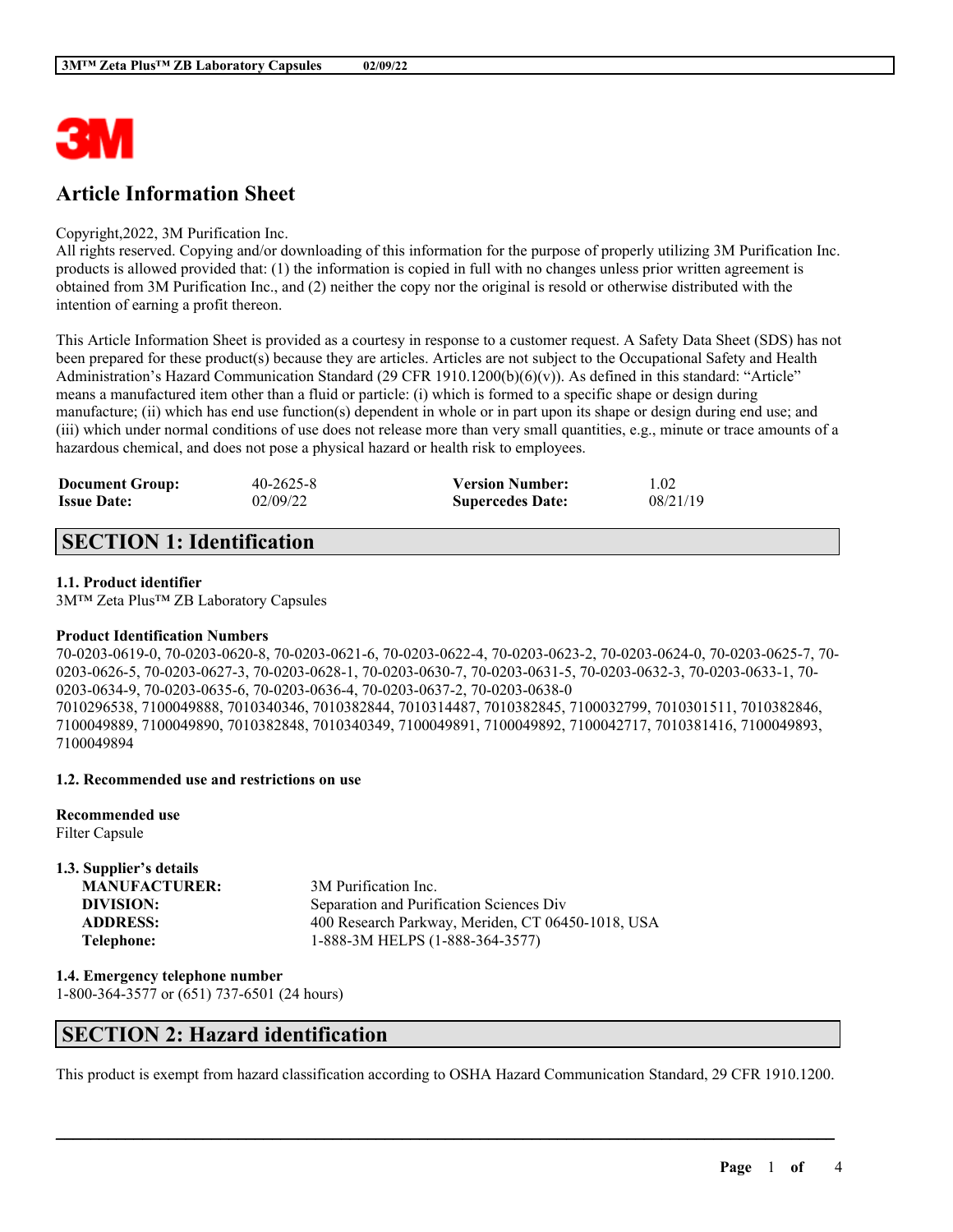# Article Information Sheet

Copyright,2022, 3M Purification Inc.
All rights reserved. Copying and/or downloading of this information for the purpose of properly utilizing 3M Purification Inc. products is allowed provided that: (1) the information is copied in full with no changes unless prior written agreement is obtained from 3M Purification Inc., and (2) neither the copy nor the original is resold or otherwise distributed with the intention of earning a profit thereon.

This Article Information Sheet is provided as a courtesy in response to a customer request. A Safety Data Sheet (SDS) has not been prepared for these product(s) because they are articles. Articles are not subject to the Occupational Safety and Health Administration's Hazard Communication Standard (29 CFR 1910.1200(b)(6)(v)). As defined in this standard: "Article" means a manufactured item other than a fluid or particle: (i) which is formed to a specific shape or design during manufacture; (ii) which has end use function(s) dependent in whole or in part upon its shape or design during end use; and (iii) which under normal conditions of use does not release more than very small quantities, e.g., minute or trace amounts of a hazardous chemical, and does not pose a physical hazard or health risk to employees.

| | | | |
|---|---|---|---|
| **Document Group:** | 40-2625-8 | **Version Number:** | 1.02 |
| **Issue Date:** | 02/09/22 | **Supercedes Date:** | 08/21/19 |

## SECTION 1: Identification

### 1.1. Product identifier

3M™ Zeta Plus™ ZB Laboratory Capsules

**Product Identification Numbers**

70-0203-0619-0, 70-0203-0620-8, 70-0203-0621-6, 70-0203-0622-4, 70-0203-0623-2, 70-0203-0624-0, 70-0203-0625-7, 70-0203-0626-5, 70-0203-0627-3, 70-0203-0628-1, 70-0203-0630-7, 70-0203-0631-5, 70-0203-0632-3, 70-0203-0633-1, 70-0203-0634-9, 70-0203-0635-6, 70-0203-0636-4, 70-0203-0637-2, 70-0203-0638-0
7010296538, 7100049888, 7010340346, 7010382844, 7010314487, 7010382845, 7100032799, 7010301511, 7010382846, 7100049889, 7100049890, 7010382848, 7010340349, 7100049891, 7100049892, 7100042717, 7010381416, 7100049893, 7100049894

### 1.2. Recommended use and restrictions on use

**Recommended use**
Filter Capsule

### 1.3. Supplier's details

| | |
|---|---|
| **MANUFACTURER:** | 3M Purification Inc. |
| **DIVISION:** | Separation and Purification Sciences Div |
| **ADDRESS:** | 400 Research Parkway, Meriden, CT 06450-1018, USA |
| **Telephone:** | 1-888-3M HELPS (1-888-364-3577) |

### 1.4. Emergency telephone number

1-800-364-3577 or (651) 737-6501 (24 hours)

## SECTION 2: Hazard identification

This product is exempt from hazard classification according to OSHA Hazard Communication Standard, 29 CFR 1910.1200.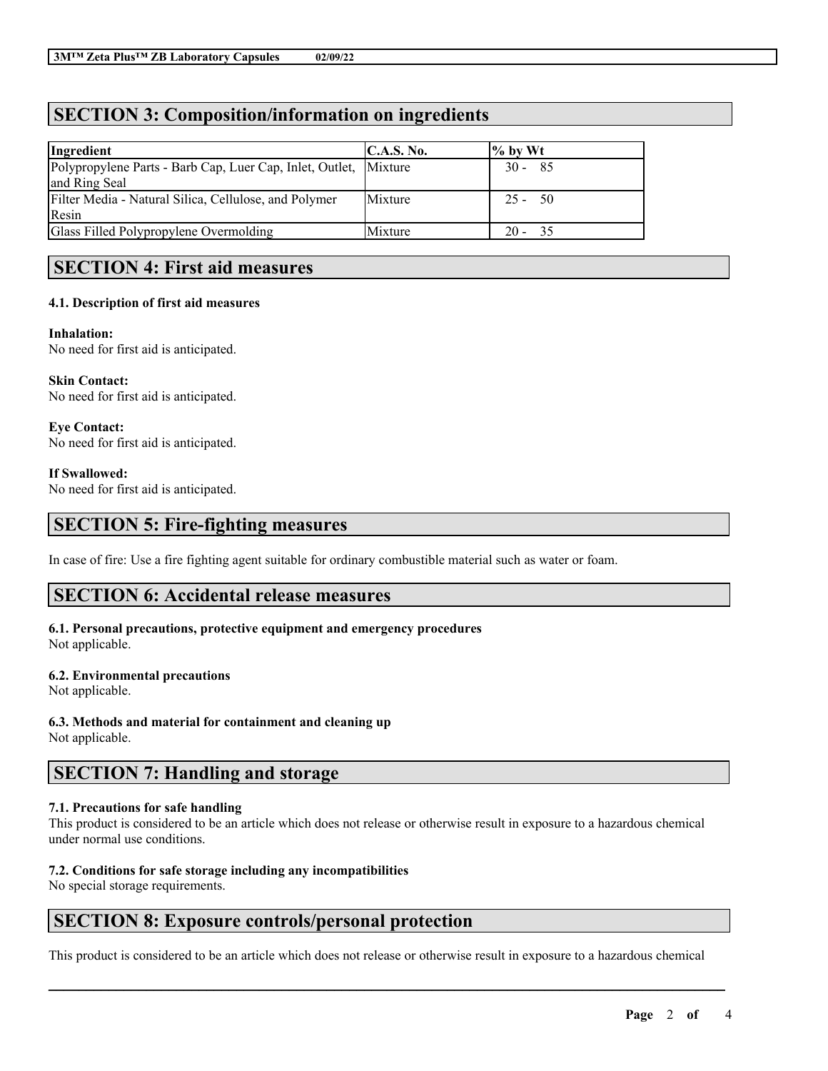## SECTION 3: Composition/information on ingredients

| Ingredient | C.A.S. No. | % by Wt |
|---|---|---|
| Polypropylene Parts - Barb Cap, Luer Cap, Inlet, Outlet, and Ring Seal | Mixture | 30 - 85 |
| Filter Media - Natural Silica, Cellulose, and Polymer Resin | Mixture | 25 - 50 |
| Glass Filled Polypropylene Overmolding | Mixture | 20 - 35 |

## SECTION 4: First aid measures

### 4.1. Description of first aid measures

**Inhalation:**
No need for first aid is anticipated.

**Skin Contact:**
No need for first aid is anticipated.

**Eye Contact:**
No need for first aid is anticipated.

**If Swallowed:**
No need for first aid is anticipated.

## SECTION 5: Fire-fighting measures

In case of fire: Use a fire fighting agent suitable for ordinary combustible material such as water or foam.

## SECTION 6: Accidental release measures

### 6.1. Personal precautions, protective equipment and emergency procedures
Not applicable.

### 6.2. Environmental precautions
Not applicable.

### 6.3. Methods and material for containment and cleaning up
Not applicable.

## SECTION 7: Handling and storage

### 7.1. Precautions for safe handling
This product is considered to be an article which does not release or otherwise result in exposure to a hazardous chemical under normal use conditions.

### 7.2. Conditions for safe storage including any incompatibilities
No special storage requirements.

## SECTION 8: Exposure controls/personal protection

This product is considered to be an article which does not release or otherwise result in exposure to a hazardous chemical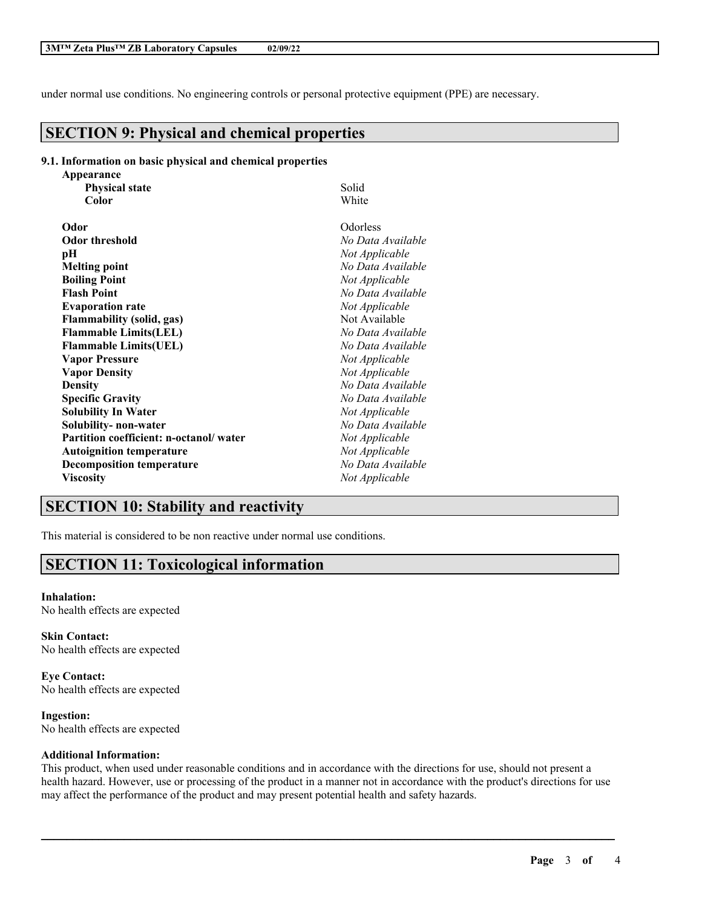under normal use conditions. No engineering controls or personal protective equipment (PPE) are necessary.

## SECTION 9: Physical and chemical properties

### 9.1. Information on basic physical and chemical properties

| | |
|---|---|
| **Appearance** | |
| **Physical state** | Solid |
| **Color** | White |
| **Odor** | Odorless |
| **Odor threshold** | *No Data Available* |
| **pH** | *Not Applicable* |
| **Melting point** | *No Data Available* |
| **Boiling Point** | *Not Applicable* |
| **Flash Point** | *No Data Available* |
| **Evaporation rate** | *Not Applicable* |
| **Flammability (solid, gas)** | Not Available |
| **Flammable Limits(LEL)** | *No Data Available* |
| **Flammable Limits(UEL)** | *No Data Available* |
| **Vapor Pressure** | *Not Applicable* |
| **Vapor Density** | *Not Applicable* |
| **Density** | *No Data Available* |
| **Specific Gravity** | *No Data Available* |
| **Solubility In Water** | *Not Applicable* |
| **Solubility- non-water** | *No Data Available* |
| **Partition coefficient: n-octanol/ water** | *Not Applicable* |
| **Autoignition temperature** | *Not Applicable* |
| **Decomposition temperature** | *No Data Available* |
| **Viscosity** | *Not Applicable* |

## SECTION 10: Stability and reactivity

This material is considered to be non reactive under normal use conditions.

## SECTION 11: Toxicological information

**Inhalation:**
No health effects are expected

**Skin Contact:**
No health effects are expected

**Eye Contact:**
No health effects are expected

**Ingestion:**
No health effects are expected

**Additional Information:**
This product, when used under reasonable conditions and in accordance with the directions for use, should not present a health hazard. However, use or processing of the product in a manner not in accordance with the product's directions for use may affect the performance of the product and may present potential health and safety hazards.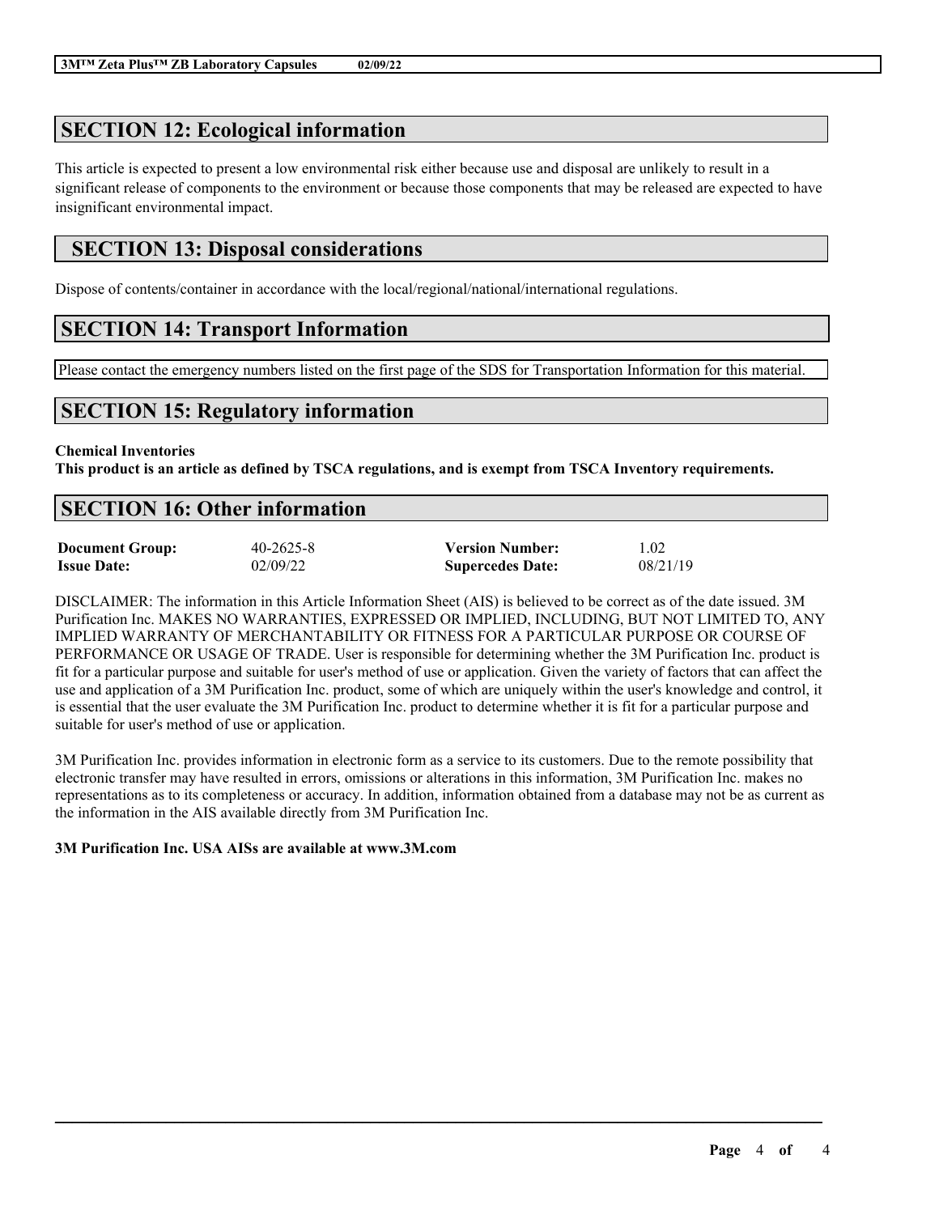## SECTION 12: Ecological information

This article is expected to present a low environmental risk either because use and disposal are unlikely to result in a significant release of components to the environment or because those components that may be released are expected to have insignificant environmental impact.

## SECTION 13: Disposal considerations

Dispose of contents/container in accordance with the local/regional/national/international regulations.

## SECTION 14: Transport Information

Please contact the emergency numbers listed on the first page of the SDS for Transportation Information for this material.

## SECTION 15: Regulatory information

**Chemical Inventories**

**This product is an article as defined by TSCA regulations, and is exempt from TSCA Inventory requirements.**

## SECTION 16: Other information

| | | | |
|---|---|---|---|
| **Document Group:** | 40-2625-8 | **Version Number:** | 1.02 |
| **Issue Date:** | 02/09/22 | **Supercedes Date:** | 08/21/19 |

DISCLAIMER: The information in this Article Information Sheet (AIS) is believed to be correct as of the date issued. 3M Purification Inc. MAKES NO WARRANTIES, EXPRESSED OR IMPLIED, INCLUDING, BUT NOT LIMITED TO, ANY IMPLIED WARRANTY OF MERCHANTABILITY OR FITNESS FOR A PARTICULAR PURPOSE OR COURSE OF PERFORMANCE OR USAGE OF TRADE. User is responsible for determining whether the 3M Purification Inc. product is fit for a particular purpose and suitable for user's method of use or application. Given the variety of factors that can affect the use and application of a 3M Purification Inc. product, some of which are uniquely within the user's knowledge and control, it is essential that the user evaluate the 3M Purification Inc. product to determine whether it is fit for a particular purpose and suitable for user's method of use or application.

3M Purification Inc. provides information in electronic form as a service to its customers. Due to the remote possibility that electronic transfer may have resulted in errors, omissions or alterations in this information, 3M Purification Inc. makes no representations as to its completeness or accuracy. In addition, information obtained from a database may not be as current as the information in the AIS available directly from 3M Purification Inc.

**3M Purification Inc. USA AISs are available at www.3M.com**